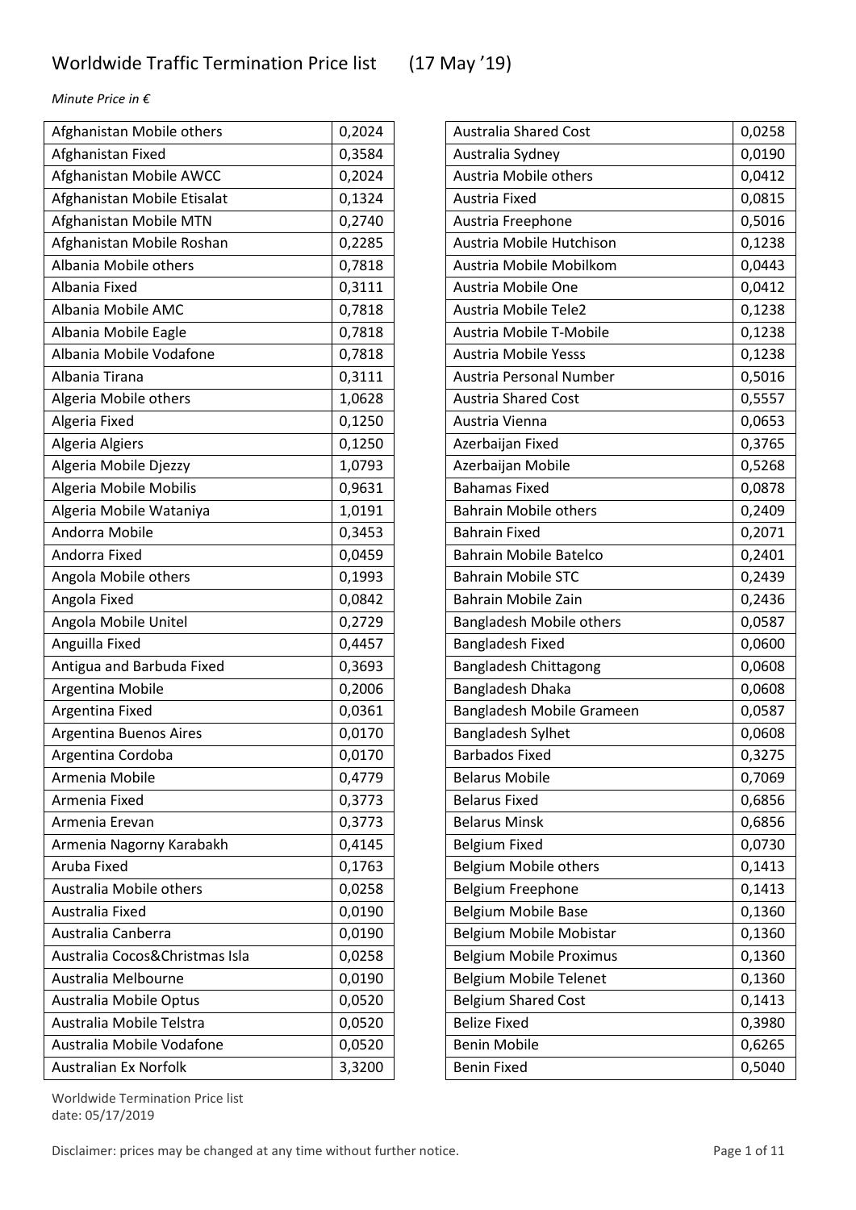# Worldwide Traffic Termination Price list (17 May '19)

*Minute Price in €*

| Destination | Price |
|---|---|
| Afghanistan Mobile others | 0,2024 |
| Afghanistan Fixed | 0,3584 |
| Afghanistan Mobile AWCC | 0,2024 |
| Afghanistan Mobile Etisalat | 0,1324 |
| Afghanistan Mobile MTN | 0,2740 |
| Afghanistan Mobile Roshan | 0,2285 |
| Albania Mobile others | 0,7818 |
| Albania Fixed | 0,3111 |
| Albania Mobile AMC | 0,7818 |
| Albania Mobile Eagle | 0,7818 |
| Albania Mobile Vodafone | 0,7818 |
| Albania Tirana | 0,3111 |
| Algeria Mobile others | 1,0628 |
| Algeria Fixed | 0,1250 |
| Algeria Algiers | 0,1250 |
| Algeria Mobile Djezzy | 1,0793 |
| Algeria Mobile Mobilis | 0,9631 |
| Algeria Mobile Wataniya | 1,0191 |
| Andorra Mobile | 0,3453 |
| Andorra Fixed | 0,0459 |
| Angola Mobile others | 0,1993 |
| Angola Fixed | 0,0842 |
| Angola Mobile Unitel | 0,2729 |
| Anguilla Fixed | 0,4457 |
| Antigua and Barbuda Fixed | 0,3693 |
| Argentina Mobile | 0,2006 |
| Argentina Fixed | 0,0361 |
| Argentina Buenos Aires | 0,0170 |
| Argentina Cordoba | 0,0170 |
| Armenia Mobile | 0,4779 |
| Armenia Fixed | 0,3773 |
| Armenia Erevan | 0,3773 |
| Armenia Nagorny Karabakh | 0,4145 |
| Aruba Fixed | 0,1763 |
| Australia Mobile others | 0,0258 |
| Australia Fixed | 0,0190 |
| Australia Canberra | 0,0190 |
| Australia Cocos&Christmas Isla | 0,0258 |
| Australia Melbourne | 0,0190 |
| Australia Mobile Optus | 0,0520 |
| Australia Mobile Telstra | 0,0520 |
| Australia Mobile Vodafone | 0,0520 |
| Australian Ex Norfolk | 3,3200 |
| Australia Shared Cost | 0,0258 |
| Australia Sydney | 0,0190 |
| Austria Mobile others | 0,0412 |
| Austria Fixed | 0,0815 |
| Austria Freephone | 0,5016 |
| Austria Mobile Hutchison | 0,1238 |
| Austria Mobile Mobilkom | 0,0443 |
| Austria Mobile One | 0,0412 |
| Austria Mobile Tele2 | 0,1238 |
| Austria Mobile T-Mobile | 0,1238 |
| Austria Mobile Yesss | 0,1238 |
| Austria Personal Number | 0,5016 |
| Austria Shared Cost | 0,5557 |
| Austria Vienna | 0,0653 |
| Azerbaijan Fixed | 0,3765 |
| Azerbaijan Mobile | 0,5268 |
| Bahamas Fixed | 0,0878 |
| Bahrain Mobile others | 0,2409 |
| Bahrain Fixed | 0,2071 |
| Bahrain Mobile Batelco | 0,2401 |
| Bahrain Mobile STC | 0,2439 |
| Bahrain Mobile Zain | 0,2436 |
| Bangladesh Mobile others | 0,0587 |
| Bangladesh Fixed | 0,0600 |
| Bangladesh Chittagong | 0,0608 |
| Bangladesh Dhaka | 0,0608 |
| Bangladesh Mobile Grameen | 0,0587 |
| Bangladesh Sylhet | 0,0608 |
| Barbados Fixed | 0,3275 |
| Belarus Mobile | 0,7069 |
| Belarus Fixed | 0,6856 |
| Belarus Minsk | 0,6856 |
| Belgium Fixed | 0,0730 |
| Belgium Mobile others | 0,1413 |
| Belgium Freephone | 0,1413 |
| Belgium Mobile Base | 0,1360 |
| Belgium Mobile Mobistar | 0,1360 |
| Belgium Mobile Proximus | 0,1360 |
| Belgium Mobile Telenet | 0,1360 |
| Belgium Shared Cost | 0,1413 |
| Belize Fixed | 0,3980 |
| Benin Mobile | 0,6265 |
| Benin Fixed | 0,5040 |

Worldwide Termination Price list
date: 05/17/2019

Disclaimer: prices may be changed at any time without further notice.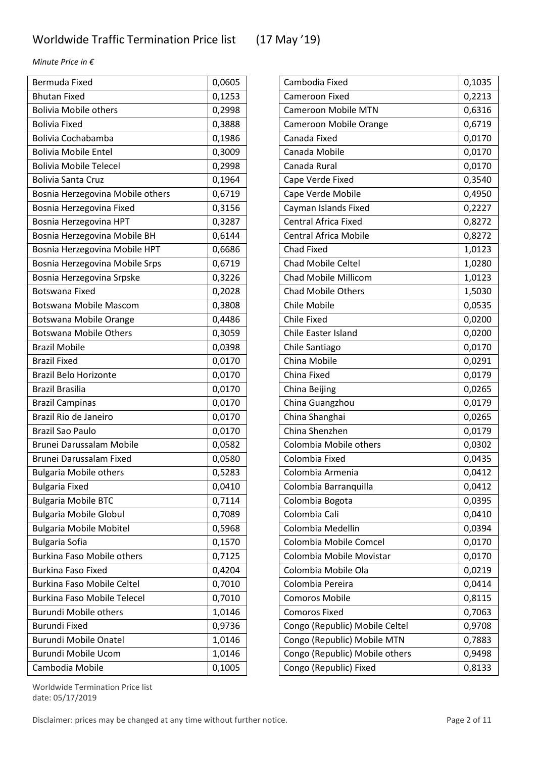# Worldwide Traffic Termination Price list (17 May '19)

*Minute Price in €*

| | |
|---|---|
| Bermuda Fixed | 0,0605 |
| Bhutan Fixed | 0,1253 |
| Bolivia Mobile others | 0,2998 |
| Bolivia Fixed | 0,3888 |
| Bolivia Cochabamba | 0,1986 |
| Bolivia Mobile Entel | 0,3009 |
| Bolivia Mobile Telecel | 0,2998 |
| Bolivia Santa Cruz | 0,1964 |
| Bosnia Herzegovina Mobile others | 0,6719 |
| Bosnia Herzegovina Fixed | 0,3156 |
| Bosnia Herzegovina HPT | 0,3287 |
| Bosnia Herzegovina Mobile BH | 0,6144 |
| Bosnia Herzegovina Mobile HPT | 0,6686 |
| Bosnia Herzegovina Mobile Srps | 0,6719 |
| Bosnia Herzegovina Srpske | 0,3226 |
| Botswana Fixed | 0,2028 |
| Botswana Mobile Mascom | 0,3808 |
| Botswana Mobile Orange | 0,4486 |
| Botswana Mobile Others | 0,3059 |
| Brazil Mobile | 0,0398 |
| Brazil Fixed | 0,0170 |
| Brazil Belo Horizonte | 0,0170 |
| Brazil Brasilia | 0,0170 |
| Brazil Campinas | 0,0170 |
| Brazil Rio de Janeiro | 0,0170 |
| Brazil Sao Paulo | 0,0170 |
| Brunei Darussalam Mobile | 0,0582 |
| Brunei Darussalam Fixed | 0,0580 |
| Bulgaria Mobile others | 0,5283 |
| Bulgaria Fixed | 0,0410 |
| Bulgaria Mobile BTC | 0,7114 |
| Bulgaria Mobile Globul | 0,7089 |
| Bulgaria Mobile Mobitel | 0,5968 |
| Bulgaria Sofia | 0,1570 |
| Burkina Faso Mobile others | 0,7125 |
| Burkina Faso Fixed | 0,4204 |
| Burkina Faso Mobile Celtel | 0,7010 |
| Burkina Faso Mobile Telecel | 0,7010 |
| Burundi Mobile others | 1,0146 |
| Burundi Fixed | 0,9736 |
| Burundi Mobile Onatel | 1,0146 |
| Burundi Mobile Ucom | 1,0146 |
| Cambodia Mobile | 0,1005 |

| | |
|---|---|
| Cambodia Fixed | 0,1035 |
| Cameroon Fixed | 0,2213 |
| Cameroon Mobile MTN | 0,6316 |
| Cameroon Mobile Orange | 0,6719 |
| Canada Fixed | 0,0170 |
| Canada Mobile | 0,0170 |
| Canada Rural | 0,0170 |
| Cape Verde Fixed | 0,3540 |
| Cape Verde Mobile | 0,4950 |
| Cayman Islands Fixed | 0,2227 |
| Central Africa Fixed | 0,8272 |
| Central Africa Mobile | 0,8272 |
| Chad Fixed | 1,0123 |
| Chad Mobile Celtel | 1,0280 |
| Chad Mobile Millicom | 1,0123 |
| Chad Mobile Others | 1,5030 |
| Chile Mobile | 0,0535 |
| Chile Fixed | 0,0200 |
| Chile Easter Island | 0,0200 |
| Chile Santiago | 0,0170 |
| China Mobile | 0,0291 |
| China Fixed | 0,0179 |
| China Beijing | 0,0265 |
| China Guangzhou | 0,0179 |
| China Shanghai | 0,0265 |
| China Shenzhen | 0,0179 |
| Colombia Mobile others | 0,0302 |
| Colombia Fixed | 0,0435 |
| Colombia Armenia | 0,0412 |
| Colombia Barranquilla | 0,0412 |
| Colombia Bogota | 0,0395 |
| Colombia Cali | 0,0410 |
| Colombia Medellin | 0,0394 |
| Colombia Mobile Comcel | 0,0170 |
| Colombia Mobile Movistar | 0,0170 |
| Colombia Mobile Ola | 0,0219 |
| Colombia Pereira | 0,0414 |
| Comoros Mobile | 0,8115 |
| Comoros Fixed | 0,7063 |
| Congo (Republic) Mobile Celtel | 0,9708 |
| Congo (Republic) Mobile MTN | 0,7883 |
| Congo (Republic) Mobile others | 0,9498 |
| Congo (Republic) Fixed | 0,8133 |

Worldwide Termination Price list
date: 05/17/2019

Disclaimer: prices may be changed at any time without further notice.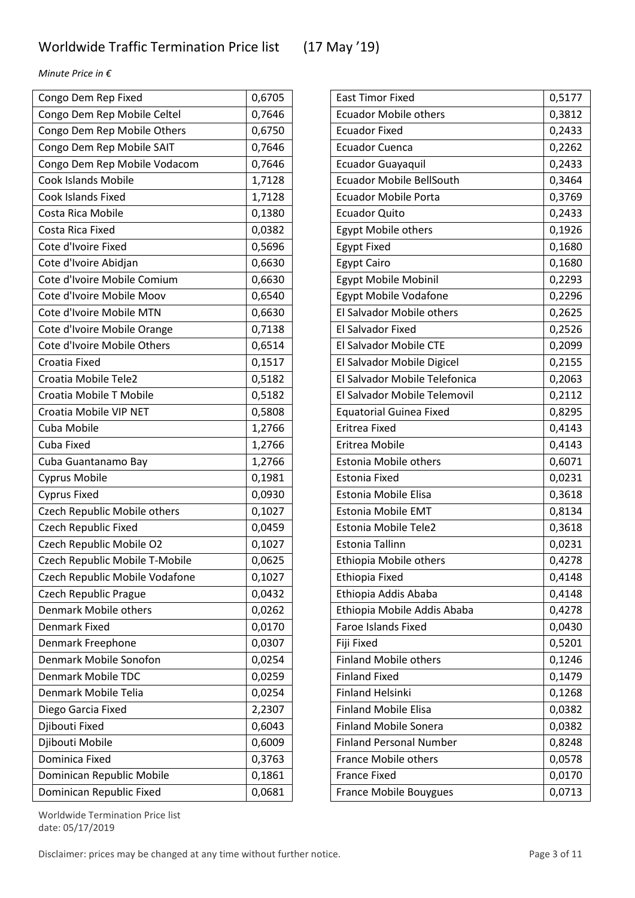# Worldwide Traffic Termination Price list (17 May '19)

*Minute Price in €*

| | |
|---|---|
| Congo Dem Rep Fixed | 0,6705 |
| Congo Dem Rep Mobile Celtel | 0,7646 |
| Congo Dem Rep Mobile Others | 0,6750 |
| Congo Dem Rep Mobile SAIT | 0,7646 |
| Congo Dem Rep Mobile Vodacom | 0,7646 |
| Cook Islands Mobile | 1,7128 |
| Cook Islands Fixed | 1,7128 |
| Costa Rica Mobile | 0,1380 |
| Costa Rica Fixed | 0,0382 |
| Cote d'Ivoire Fixed | 0,5696 |
| Cote d'Ivoire Abidjan | 0,6630 |
| Cote d'Ivoire Mobile Comium | 0,6630 |
| Cote d'Ivoire Mobile Moov | 0,6540 |
| Cote d'Ivoire Mobile MTN | 0,6630 |
| Cote d'Ivoire Mobile Orange | 0,7138 |
| Cote d'Ivoire Mobile Others | 0,6514 |
| Croatia Fixed | 0,1517 |
| Croatia Mobile Tele2 | 0,5182 |
| Croatia Mobile T Mobile | 0,5182 |
| Croatia Mobile VIP NET | 0,5808 |
| Cuba Mobile | 1,2766 |
| Cuba Fixed | 1,2766 |
| Cuba Guantanamo Bay | 1,2766 |
| Cyprus Mobile | 0,1981 |
| Cyprus Fixed | 0,0930 |
| Czech Republic Mobile others | 0,1027 |
| Czech Republic Fixed | 0,0459 |
| Czech Republic Mobile O2 | 0,1027 |
| Czech Republic Mobile T-Mobile | 0,0625 |
| Czech Republic Mobile Vodafone | 0,1027 |
| Czech Republic Prague | 0,0432 |
| Denmark Mobile others | 0,0262 |
| Denmark Fixed | 0,0170 |
| Denmark Freephone | 0,0307 |
| Denmark Mobile Sonofon | 0,0254 |
| Denmark Mobile TDC | 0,0259 |
| Denmark Mobile Telia | 0,0254 |
| Diego Garcia Fixed | 2,2307 |
| Djibouti Fixed | 0,6043 |
| Djibouti Mobile | 0,6009 |
| Dominica Fixed | 0,3763 |
| Dominican Republic Mobile | 0,1861 |
| Dominican Republic Fixed | 0,0681 |
| East Timor Fixed | 0,5177 |
| Ecuador Mobile others | 0,3812 |
| Ecuador Fixed | 0,2433 |
| Ecuador Cuenca | 0,2262 |
| Ecuador Guayaquil | 0,2433 |
| Ecuador Mobile BellSouth | 0,3464 |
| Ecuador Mobile Porta | 0,3769 |
| Ecuador Quito | 0,2433 |
| Egypt Mobile others | 0,1926 |
| Egypt Fixed | 0,1680 |
| Egypt Cairo | 0,1680 |
| Egypt Mobile Mobinil | 0,2293 |
| Egypt Mobile Vodafone | 0,2296 |
| El Salvador Mobile others | 0,2625 |
| El Salvador Fixed | 0,2526 |
| El Salvador Mobile CTE | 0,2099 |
| El Salvador Mobile Digicel | 0,2155 |
| El Salvador Mobile Telefonica | 0,2063 |
| El Salvador Mobile Telemovil | 0,2112 |
| Equatorial Guinea Fixed | 0,8295 |
| Eritrea Fixed | 0,4143 |
| Eritrea Mobile | 0,4143 |
| Estonia Mobile others | 0,6071 |
| Estonia Fixed | 0,0231 |
| Estonia Mobile Elisa | 0,3618 |
| Estonia Mobile EMT | 0,8134 |
| Estonia Mobile Tele2 | 0,3618 |
| Estonia Tallinn | 0,0231 |
| Ethiopia Mobile others | 0,4278 |
| Ethiopia Fixed | 0,4148 |
| Ethiopia Addis Ababa | 0,4148 |
| Ethiopia Mobile Addis Ababa | 0,4278 |
| Faroe Islands Fixed | 0,0430 |
| Fiji Fixed | 0,5201 |
| Finland Mobile others | 0,1246 |
| Finland Fixed | 0,1479 |
| Finland Helsinki | 0,1268 |
| Finland Mobile Elisa | 0,0382 |
| Finland Mobile Sonera | 0,0382 |
| Finland Personal Number | 0,8248 |
| France Mobile others | 0,0578 |
| France Fixed | 0,0170 |
| France Mobile Bouygues | 0,0713 |

Worldwide Termination Price list
date: 05/17/2019

Disclaimer: prices may be changed at any time without further notice.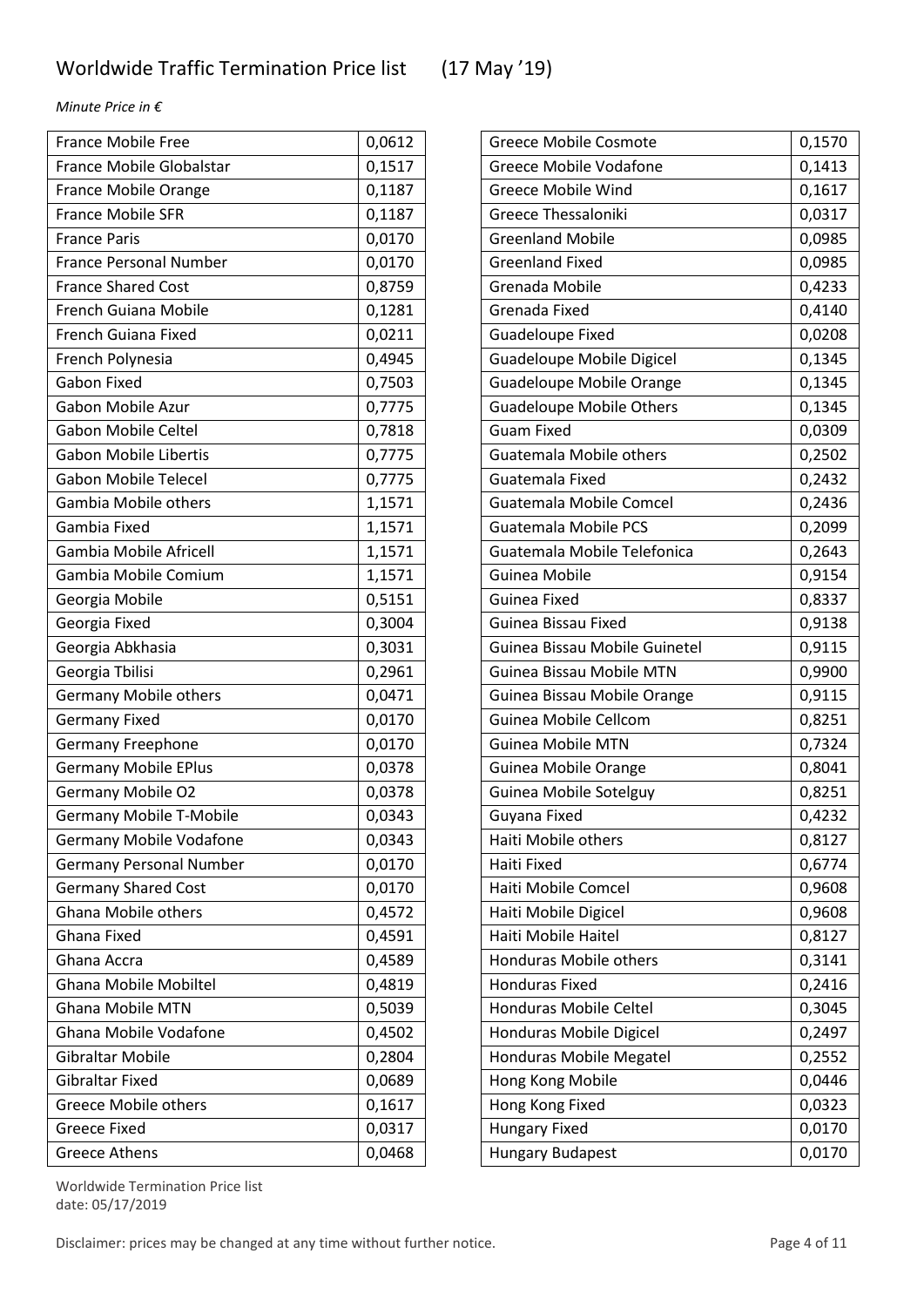# Worldwide Traffic Termination Price list (17 May '19)

*Minute Price in €*

| | |
|---|---|
| France Mobile Free | 0,0612 |
| France Mobile Globalstar | 0,1517 |
| France Mobile Orange | 0,1187 |
| France Mobile SFR | 0,1187 |
| France Paris | 0,0170 |
| France Personal Number | 0,0170 |
| France Shared Cost | 0,8759 |
| French Guiana Mobile | 0,1281 |
| French Guiana Fixed | 0,0211 |
| French Polynesia | 0,4945 |
| Gabon Fixed | 0,7503 |
| Gabon Mobile Azur | 0,7775 |
| Gabon Mobile Celtel | 0,7818 |
| Gabon Mobile Libertis | 0,7775 |
| Gabon Mobile Telecel | 0,7775 |
| Gambia Mobile others | 1,1571 |
| Gambia Fixed | 1,1571 |
| Gambia Mobile Africell | 1,1571 |
| Gambia Mobile Comium | 1,1571 |
| Georgia Mobile | 0,5151 |
| Georgia Fixed | 0,3004 |
| Georgia Abkhasia | 0,3031 |
| Georgia Tbilisi | 0,2961 |
| Germany Mobile others | 0,0471 |
| Germany Fixed | 0,0170 |
| Germany Freephone | 0,0170 |
| Germany Mobile EPlus | 0,0378 |
| Germany Mobile O2 | 0,0378 |
| Germany Mobile T-Mobile | 0,0343 |
| Germany Mobile Vodafone | 0,0343 |
| Germany Personal Number | 0,0170 |
| Germany Shared Cost | 0,0170 |
| Ghana Mobile others | 0,4572 |
| Ghana Fixed | 0,4591 |
| Ghana Accra | 0,4589 |
| Ghana Mobile Mobiltel | 0,4819 |
| Ghana Mobile MTN | 0,5039 |
| Ghana Mobile Vodafone | 0,4502 |
| Gibraltar Mobile | 0,2804 |
| Gibraltar Fixed | 0,0689 |
| Greece Mobile others | 0,1617 |
| Greece Fixed | 0,0317 |
| Greece Athens | 0,0468 |
| Greece Mobile Cosmote | 0,1570 |
| Greece Mobile Vodafone | 0,1413 |
| Greece Mobile Wind | 0,1617 |
| Greece Thessaloniki | 0,0317 |
| Greenland Mobile | 0,0985 |
| Greenland Fixed | 0,0985 |
| Grenada Mobile | 0,4233 |
| Grenada Fixed | 0,4140 |
| Guadeloupe Fixed | 0,0208 |
| Guadeloupe Mobile Digicel | 0,1345 |
| Guadeloupe Mobile Orange | 0,1345 |
| Guadeloupe Mobile Others | 0,1345 |
| Guam Fixed | 0,0309 |
| Guatemala Mobile others | 0,2502 |
| Guatemala Fixed | 0,2432 |
| Guatemala Mobile Comcel | 0,2436 |
| Guatemala Mobile PCS | 0,2099 |
| Guatemala Mobile Telefonica | 0,2643 |
| Guinea Mobile | 0,9154 |
| Guinea Fixed | 0,8337 |
| Guinea Bissau Fixed | 0,9138 |
| Guinea Bissau Mobile Guinetel | 0,9115 |
| Guinea Bissau Mobile MTN | 0,9900 |
| Guinea Bissau Mobile Orange | 0,9115 |
| Guinea Mobile Cellcom | 0,8251 |
| Guinea Mobile MTN | 0,7324 |
| Guinea Mobile Orange | 0,8041 |
| Guinea Mobile Sotelguy | 0,8251 |
| Guyana Fixed | 0,4232 |
| Haiti Mobile others | 0,8127 |
| Haiti Fixed | 0,6774 |
| Haiti Mobile Comcel | 0,9608 |
| Haiti Mobile Digicel | 0,9608 |
| Haiti Mobile Haitel | 0,8127 |
| Honduras Mobile others | 0,3141 |
| Honduras Fixed | 0,2416 |
| Honduras Mobile Celtel | 0,3045 |
| Honduras Mobile Digicel | 0,2497 |
| Honduras Mobile Megatel | 0,2552 |
| Hong Kong Mobile | 0,0446 |
| Hong Kong Fixed | 0,0323 |
| Hungary Fixed | 0,0170 |
| Hungary Budapest | 0,0170 |

Worldwide Termination Price list
date: 05/17/2019

Disclaimer: prices may be changed at any time without further notice.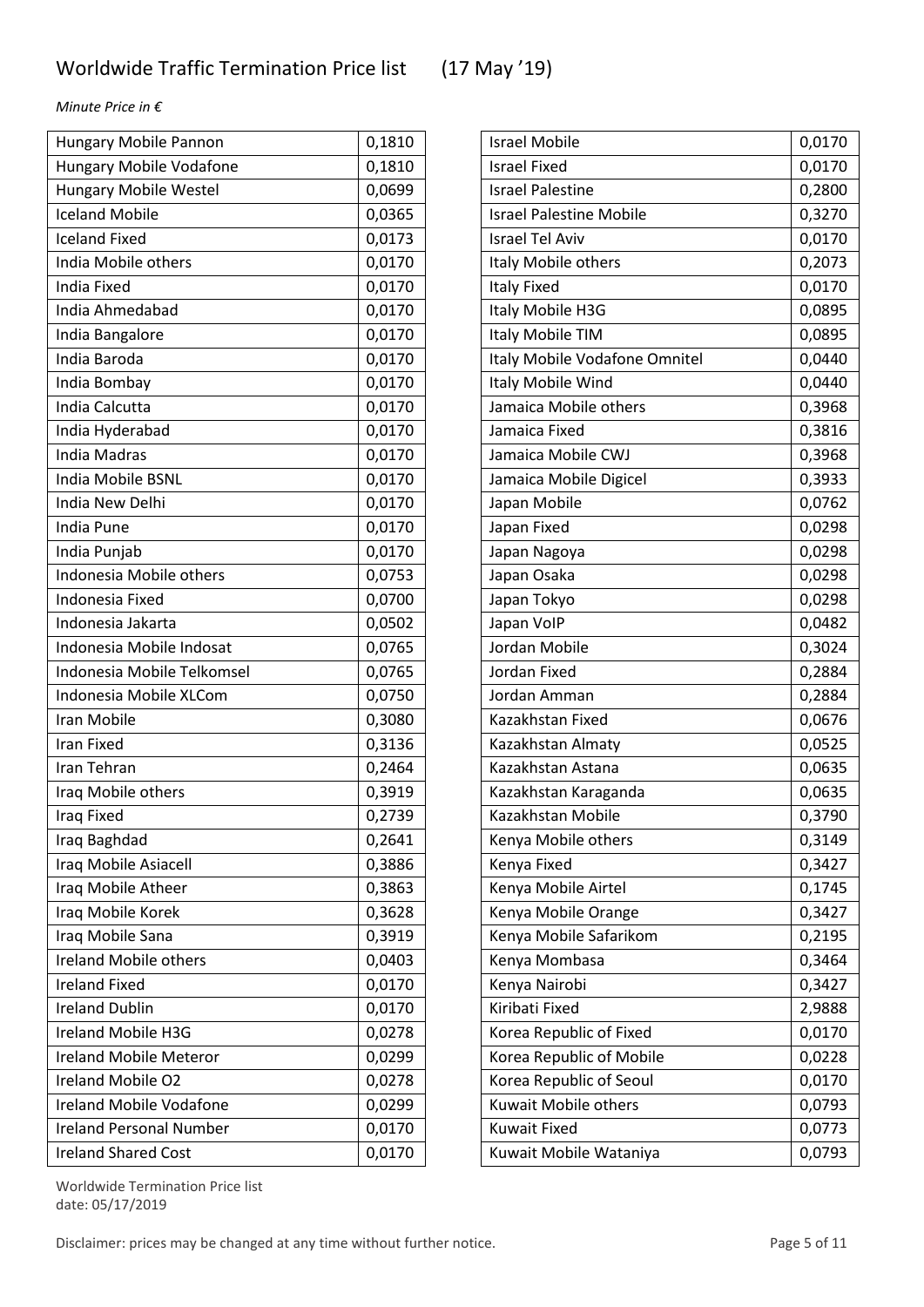# Worldwide Traffic Termination Price list (17 May '19)

*Minute Price in €*

| | |
|---|---|
| Hungary Mobile Pannon | 0,1810 |
| Hungary Mobile Vodafone | 0,1810 |
| Hungary Mobile Westel | 0,0699 |
| Iceland Mobile | 0,0365 |
| Iceland Fixed | 0,0173 |
| India Mobile others | 0,0170 |
| India Fixed | 0,0170 |
| India Ahmedabad | 0,0170 |
| India Bangalore | 0,0170 |
| India Baroda | 0,0170 |
| India Bombay | 0,0170 |
| India Calcutta | 0,0170 |
| India Hyderabad | 0,0170 |
| India Madras | 0,0170 |
| India Mobile BSNL | 0,0170 |
| India New Delhi | 0,0170 |
| India Pune | 0,0170 |
| India Punjab | 0,0170 |
| Indonesia Mobile others | 0,0753 |
| Indonesia Fixed | 0,0700 |
| Indonesia Jakarta | 0,0502 |
| Indonesia Mobile Indosat | 0,0765 |
| Indonesia Mobile Telkomsel | 0,0765 |
| Indonesia Mobile XLCom | 0,0750 |
| Iran Mobile | 0,3080 |
| Iran Fixed | 0,3136 |
| Iran Tehran | 0,2464 |
| Iraq Mobile others | 0,3919 |
| Iraq Fixed | 0,2739 |
| Iraq Baghdad | 0,2641 |
| Iraq Mobile Asiacell | 0,3886 |
| Iraq Mobile Atheer | 0,3863 |
| Iraq Mobile Korek | 0,3628 |
| Iraq Mobile Sana | 0,3919 |
| Ireland Mobile others | 0,0403 |
| Ireland Fixed | 0,0170 |
| Ireland Dublin | 0,0170 |
| Ireland Mobile H3G | 0,0278 |
| Ireland Mobile Meteror | 0,0299 |
| Ireland Mobile O2 | 0,0278 |
| Ireland Mobile Vodafone | 0,0299 |
| Ireland Personal Number | 0,0170 |
| Ireland Shared Cost | 0,0170 |
| Israel Mobile | 0,0170 |
| Israel Fixed | 0,0170 |
| Israel Palestine | 0,2800 |
| Israel Palestine Mobile | 0,3270 |
| Israel Tel Aviv | 0,0170 |
| Italy Mobile others | 0,2073 |
| Italy Fixed | 0,0170 |
| Italy Mobile H3G | 0,0895 |
| Italy Mobile TIM | 0,0895 |
| Italy Mobile Vodafone Omnitel | 0,0440 |
| Italy Mobile Wind | 0,0440 |
| Jamaica Mobile others | 0,3968 |
| Jamaica Fixed | 0,3816 |
| Jamaica Mobile CWJ | 0,3968 |
| Jamaica Mobile Digicel | 0,3933 |
| Japan Mobile | 0,0762 |
| Japan Fixed | 0,0298 |
| Japan Nagoya | 0,0298 |
| Japan Osaka | 0,0298 |
| Japan Tokyo | 0,0298 |
| Japan VoIP | 0,0482 |
| Jordan Mobile | 0,3024 |
| Jordan Fixed | 0,2884 |
| Jordan Amman | 0,2884 |
| Kazakhstan Fixed | 0,0676 |
| Kazakhstan Almaty | 0,0525 |
| Kazakhstan Astana | 0,0635 |
| Kazakhstan Karaganda | 0,0635 |
| Kazakhstan Mobile | 0,3790 |
| Kenya Mobile others | 0,3149 |
| Kenya Fixed | 0,3427 |
| Kenya Mobile Airtel | 0,1745 |
| Kenya Mobile Orange | 0,3427 |
| Kenya Mobile Safarikom | 0,2195 |
| Kenya Mombasa | 0,3464 |
| Kenya Nairobi | 0,3427 |
| Kiribati Fixed | 2,9888 |
| Korea Republic of Fixed | 0,0170 |
| Korea Republic of Mobile | 0,0228 |
| Korea Republic of Seoul | 0,0170 |
| Kuwait Mobile others | 0,0793 |
| Kuwait Fixed | 0,0773 |
| Kuwait Mobile Wataniya | 0,0793 |

Worldwide Termination Price list
date: 05/17/2019

Disclaimer: prices may be changed at any time without further notice.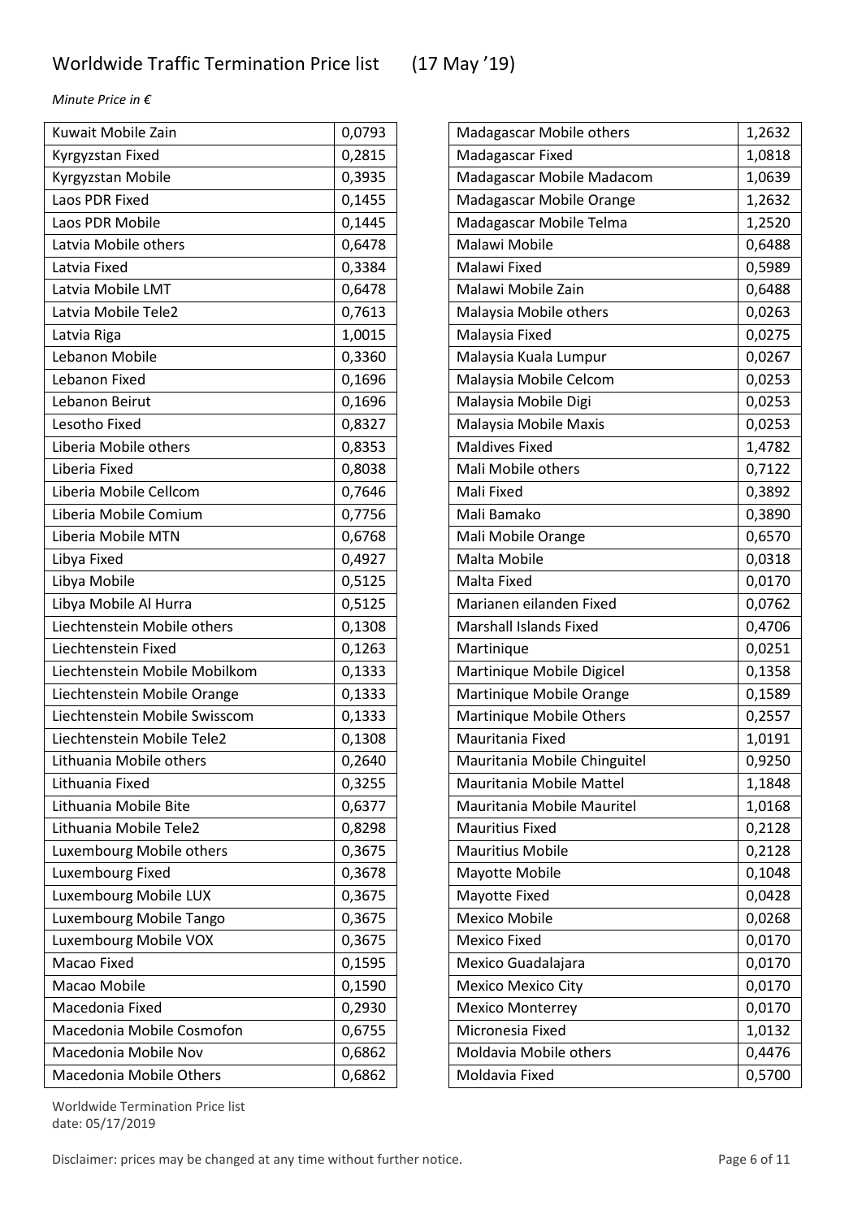## Worldwide Traffic Termination Price list (17 May '19)

*Minute Price in €*

| Destination | Price |
|---|---|
| Kuwait Mobile Zain | 0,0793 |
| Kyrgyzstan Fixed | 0,2815 |
| Kyrgyzstan Mobile | 0,3935 |
| Laos PDR Fixed | 0,1455 |
| Laos PDR Mobile | 0,1445 |
| Latvia Mobile others | 0,6478 |
| Latvia Fixed | 0,3384 |
| Latvia Mobile LMT | 0,6478 |
| Latvia Mobile Tele2 | 0,7613 |
| Latvia Riga | 1,0015 |
| Lebanon Mobile | 0,3360 |
| Lebanon Fixed | 0,1696 |
| Lebanon Beirut | 0,1696 |
| Lesotho Fixed | 0,8327 |
| Liberia Mobile others | 0,8353 |
| Liberia Fixed | 0,8038 |
| Liberia Mobile Cellcom | 0,7646 |
| Liberia Mobile Comium | 0,7756 |
| Liberia Mobile MTN | 0,6768 |
| Libya Fixed | 0,4927 |
| Libya Mobile | 0,5125 |
| Libya Mobile Al Hurra | 0,5125 |
| Liechtenstein Mobile others | 0,1308 |
| Liechtenstein Fixed | 0,1263 |
| Liechtenstein Mobile Mobilkom | 0,1333 |
| Liechtenstein Mobile Orange | 0,1333 |
| Liechtenstein Mobile Swisscom | 0,1333 |
| Liechtenstein Mobile Tele2 | 0,1308 |
| Lithuania Mobile others | 0,2640 |
| Lithuania Fixed | 0,3255 |
| Lithuania Mobile Bite | 0,6377 |
| Lithuania Mobile Tele2 | 0,8298 |
| Luxembourg Mobile others | 0,3675 |
| Luxembourg Fixed | 0,3678 |
| Luxembourg Mobile LUX | 0,3675 |
| Luxembourg Mobile Tango | 0,3675 |
| Luxembourg Mobile VOX | 0,3675 |
| Macao Fixed | 0,1595 |
| Macao Mobile | 0,1590 |
| Macedonia Fixed | 0,2930 |
| Macedonia Mobile Cosmofon | 0,6755 |
| Macedonia Mobile Nov | 0,6862 |
| Macedonia Mobile Others | 0,6862 |
| Madagascar Mobile others | 1,2632 |
| Madagascar Fixed | 1,0818 |
| Madagascar Mobile Madacom | 1,0639 |
| Madagascar Mobile Orange | 1,2632 |
| Madagascar Mobile Telma | 1,2520 |
| Malawi Mobile | 0,6488 |
| Malawi Fixed | 0,5989 |
| Malawi Mobile Zain | 0,6488 |
| Malaysia Mobile others | 0,0263 |
| Malaysia Fixed | 0,0275 |
| Malaysia Kuala Lumpur | 0,0267 |
| Malaysia Mobile Celcom | 0,0253 |
| Malaysia Mobile Digi | 0,0253 |
| Malaysia Mobile Maxis | 0,0253 |
| Maldives Fixed | 1,4782 |
| Mali Mobile others | 0,7122 |
| Mali Fixed | 0,3892 |
| Mali Bamako | 0,3890 |
| Mali Mobile Orange | 0,6570 |
| Malta Mobile | 0,0318 |
| Malta Fixed | 0,0170 |
| Marianen eilanden Fixed | 0,0762 |
| Marshall Islands Fixed | 0,4706 |
| Martinique | 0,0251 |
| Martinique Mobile Digicel | 0,1358 |
| Martinique Mobile Orange | 0,1589 |
| Martinique Mobile Others | 0,2557 |
| Mauritania Fixed | 1,0191 |
| Mauritania Mobile Chinguitel | 0,9250 |
| Mauritania Mobile Mattel | 1,1848 |
| Mauritania Mobile Mauritel | 1,0168 |
| Mauritius Fixed | 0,2128 |
| Mauritius Mobile | 0,2128 |
| Mayotte Mobile | 0,1048 |
| Mayotte Fixed | 0,0428 |
| Mexico Mobile | 0,0268 |
| Mexico Fixed | 0,0170 |
| Mexico Guadalajara | 0,0170 |
| Mexico Mexico City | 0,0170 |
| Mexico Monterrey | 0,0170 |
| Micronesia Fixed | 1,0132 |
| Moldavia Mobile others | 0,4476 |
| Moldavia Fixed | 0,5700 |

Worldwide Termination Price list
date: 05/17/2019

Disclaimer: prices may be changed at any time without further notice.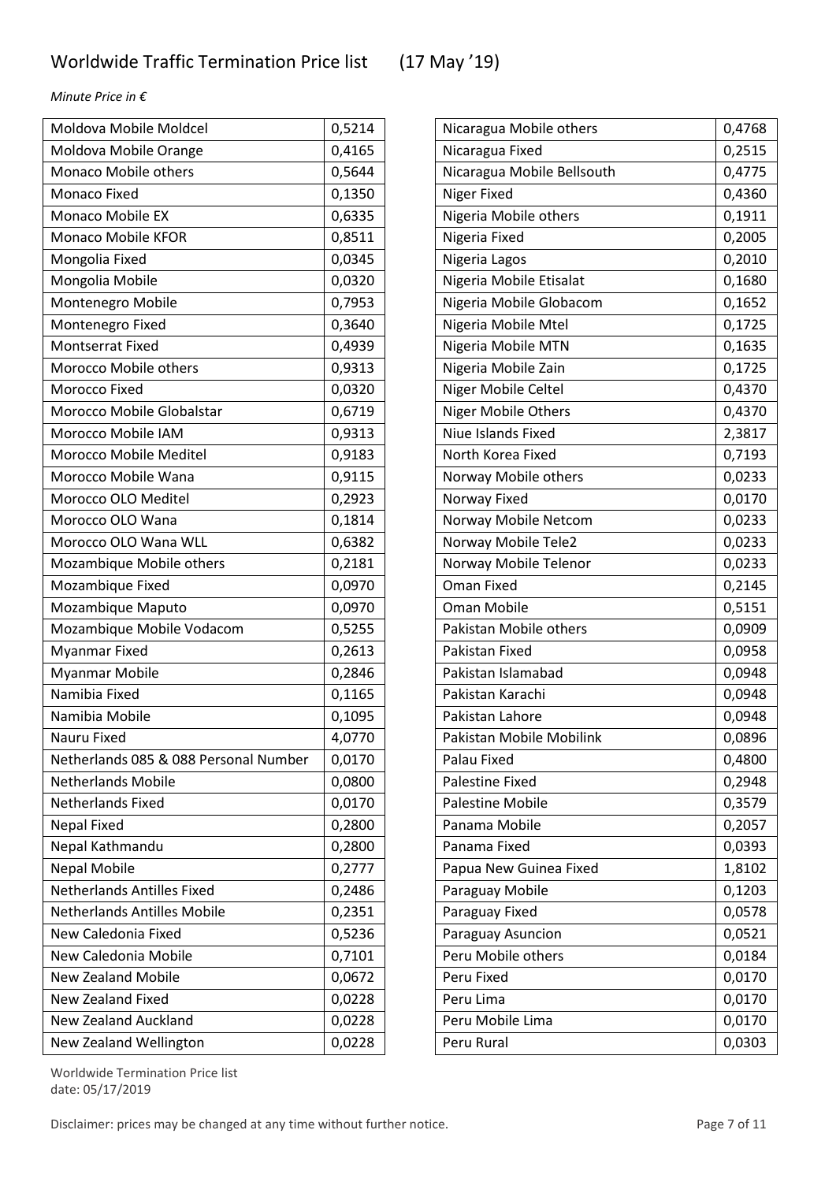# Worldwide Traffic Termination Price list (17 May '19)

*Minute Price in €*

| Destination | Price |
|---|---|
| Moldova Mobile Moldcel | 0,5214 |
| Moldova Mobile Orange | 0,4165 |
| Monaco Mobile others | 0,5644 |
| Monaco Fixed | 0,1350 |
| Monaco Mobile EX | 0,6335 |
| Monaco Mobile KFOR | 0,8511 |
| Mongolia Fixed | 0,0345 |
| Mongolia Mobile | 0,0320 |
| Montenegro Mobile | 0,7953 |
| Montenegro Fixed | 0,3640 |
| Montserrat Fixed | 0,4939 |
| Morocco Mobile others | 0,9313 |
| Morocco Fixed | 0,0320 |
| Morocco Mobile Globalstar | 0,6719 |
| Morocco Mobile IAM | 0,9313 |
| Morocco Mobile Meditel | 0,9183 |
| Morocco Mobile Wana | 0,9115 |
| Morocco OLO Meditel | 0,2923 |
| Morocco OLO Wana | 0,1814 |
| Morocco OLO Wana WLL | 0,6382 |
| Mozambique Mobile others | 0,2181 |
| Mozambique Fixed | 0,0970 |
| Mozambique Maputo | 0,0970 |
| Mozambique Mobile Vodacom | 0,5255 |
| Myanmar Fixed | 0,2613 |
| Myanmar Mobile | 0,2846 |
| Namibia Fixed | 0,1165 |
| Namibia Mobile | 0,1095 |
| Nauru Fixed | 4,0770 |
| Netherlands 085 & 088 Personal Number | 0,0170 |
| Netherlands Mobile | 0,0800 |
| Netherlands Fixed | 0,0170 |
| Nepal Fixed | 0,2800 |
| Nepal Kathmandu | 0,2800 |
| Nepal Mobile | 0,2777 |
| Netherlands Antilles Fixed | 0,2486 |
| Netherlands Antilles Mobile | 0,2351 |
| New Caledonia Fixed | 0,5236 |
| New Caledonia Mobile | 0,7101 |
| New Zealand Mobile | 0,0672 |
| New Zealand Fixed | 0,0228 |
| New Zealand Auckland | 0,0228 |
| New Zealand Wellington | 0,0228 |

| Destination | Price |
|---|---|
| Nicaragua Mobile others | 0,4768 |
| Nicaragua Fixed | 0,2515 |
| Nicaragua Mobile Bellsouth | 0,4775 |
| Niger Fixed | 0,4360 |
| Nigeria Mobile others | 0,1911 |
| Nigeria Fixed | 0,2005 |
| Nigeria Lagos | 0,2010 |
| Nigeria Mobile Etisalat | 0,1680 |
| Nigeria Mobile Globacom | 0,1652 |
| Nigeria Mobile Mtel | 0,1725 |
| Nigeria Mobile MTN | 0,1635 |
| Nigeria Mobile Zain | 0,1725 |
| Niger Mobile Celtel | 0,4370 |
| Niger Mobile Others | 0,4370 |
| Niue Islands Fixed | 2,3817 |
| North Korea Fixed | 0,7193 |
| Norway Mobile others | 0,0233 |
| Norway Fixed | 0,0170 |
| Norway Mobile Netcom | 0,0233 |
| Norway Mobile Tele2 | 0,0233 |
| Norway Mobile Telenor | 0,0233 |
| Oman Fixed | 0,2145 |
| Oman Mobile | 0,5151 |
| Pakistan Mobile others | 0,0909 |
| Pakistan Fixed | 0,0958 |
| Pakistan Islamabad | 0,0948 |
| Pakistan Karachi | 0,0948 |
| Pakistan Lahore | 0,0948 |
| Pakistan Mobile Mobilink | 0,0896 |
| Palau Fixed | 0,4800 |
| Palestine Fixed | 0,2948 |
| Palestine Mobile | 0,3579 |
| Panama Mobile | 0,2057 |
| Panama Fixed | 0,0393 |
| Papua New Guinea Fixed | 1,8102 |
| Paraguay Mobile | 0,1203 |
| Paraguay Fixed | 0,0578 |
| Paraguay Asuncion | 0,0521 |
| Peru Mobile others | 0,0184 |
| Peru Fixed | 0,0170 |
| Peru Lima | 0,0170 |
| Peru Mobile Lima | 0,0170 |
| Peru Rural | 0,0303 |

Worldwide Termination Price list
date: 05/17/2019

Disclaimer: prices may be changed at any time without further notice.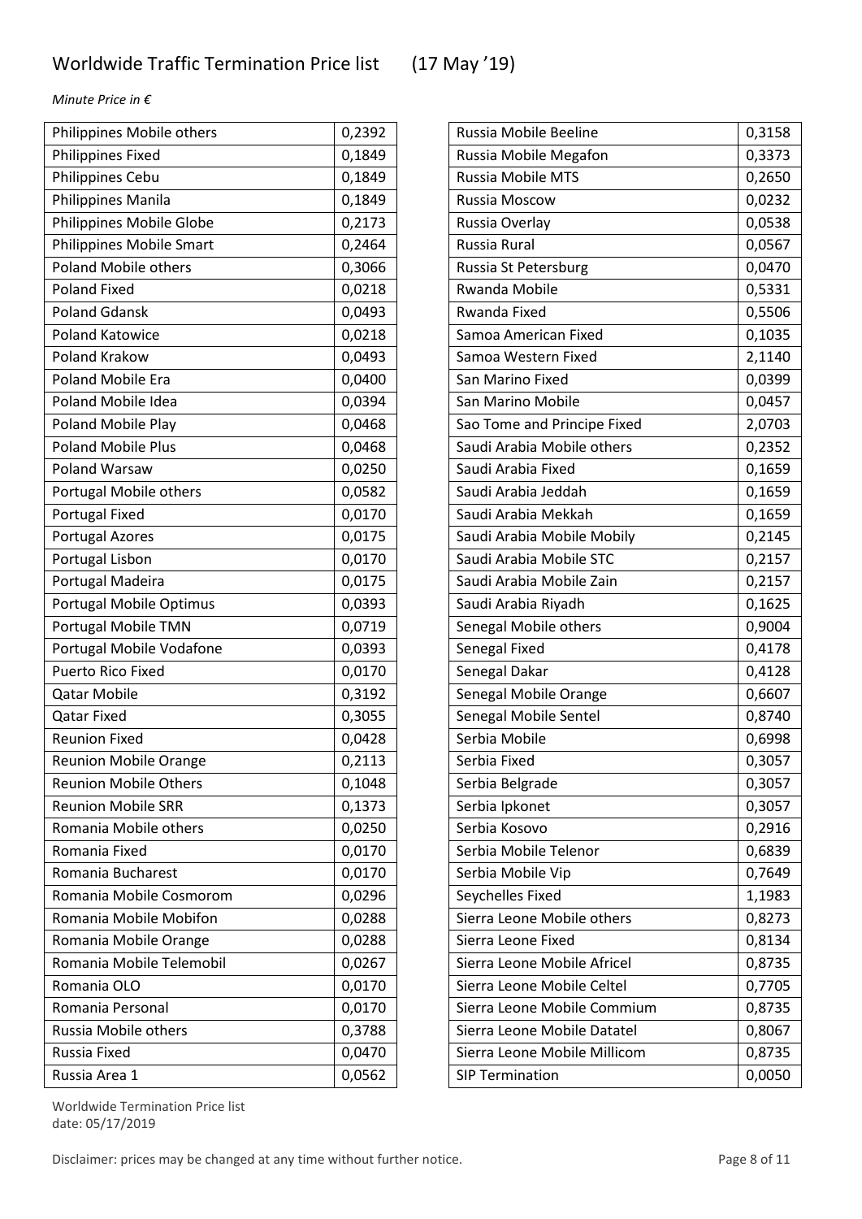# Worldwide Traffic Termination Price list (17 May '19)

*Minute Price in €*

| | |
|---|---|
| Philippines Mobile others | 0,2392 |
| Philippines Fixed | 0,1849 |
| Philippines Cebu | 0,1849 |
| Philippines Manila | 0,1849 |
| Philippines Mobile Globe | 0,2173 |
| Philippines Mobile Smart | 0,2464 |
| Poland Mobile others | 0,3066 |
| Poland Fixed | 0,0218 |
| Poland Gdansk | 0,0493 |
| Poland Katowice | 0,0218 |
| Poland Krakow | 0,0493 |
| Poland Mobile Era | 0,0400 |
| Poland Mobile Idea | 0,0394 |
| Poland Mobile Play | 0,0468 |
| Poland Mobile Plus | 0,0468 |
| Poland Warsaw | 0,0250 |
| Portugal Mobile others | 0,0582 |
| Portugal Fixed | 0,0170 |
| Portugal Azores | 0,0175 |
| Portugal Lisbon | 0,0170 |
| Portugal Madeira | 0,0175 |
| Portugal Mobile Optimus | 0,0393 |
| Portugal Mobile TMN | 0,0719 |
| Portugal Mobile Vodafone | 0,0393 |
| Puerto Rico Fixed | 0,0170 |
| Qatar Mobile | 0,3192 |
| Qatar Fixed | 0,3055 |
| Reunion Fixed | 0,0428 |
| Reunion Mobile Orange | 0,2113 |
| Reunion Mobile Others | 0,1048 |
| Reunion Mobile SRR | 0,1373 |
| Romania Mobile others | 0,0250 |
| Romania Fixed | 0,0170 |
| Romania Bucharest | 0,0170 |
| Romania Mobile Cosmorom | 0,0296 |
| Romania Mobile Mobifon | 0,0288 |
| Romania Mobile Orange | 0,0288 |
| Romania Mobile Telemobil | 0,0267 |
| Romania OLO | 0,0170 |
| Romania Personal | 0,0170 |
| Russia Mobile others | 0,3788 |
| Russia Fixed | 0,0470 |
| Russia Area 1 | 0,0562 |

| | |
|---|---|
| Russia Mobile Beeline | 0,3158 |
| Russia Mobile Megafon | 0,3373 |
| Russia Mobile MTS | 0,2650 |
| Russia Moscow | 0,0232 |
| Russia Overlay | 0,0538 |
| Russia Rural | 0,0567 |
| Russia St Petersburg | 0,0470 |
| Rwanda Mobile | 0,5331 |
| Rwanda Fixed | 0,5506 |
| Samoa American Fixed | 0,1035 |
| Samoa Western Fixed | 2,1140 |
| San Marino Fixed | 0,0399 |
| San Marino Mobile | 0,0457 |
| Sao Tome and Principe Fixed | 2,0703 |
| Saudi Arabia Mobile others | 0,2352 |
| Saudi Arabia Fixed | 0,1659 |
| Saudi Arabia Jeddah | 0,1659 |
| Saudi Arabia Mekkah | 0,1659 |
| Saudi Arabia Mobile Mobily | 0,2145 |
| Saudi Arabia Mobile STC | 0,2157 |
| Saudi Arabia Mobile Zain | 0,2157 |
| Saudi Arabia Riyadh | 0,1625 |
| Senegal Mobile others | 0,9004 |
| Senegal Fixed | 0,4178 |
| Senegal Dakar | 0,4128 |
| Senegal Mobile Orange | 0,6607 |
| Senegal Mobile Sentel | 0,8740 |
| Serbia Mobile | 0,6998 |
| Serbia Fixed | 0,3057 |
| Serbia Belgrade | 0,3057 |
| Serbia Ipkonet | 0,3057 |
| Serbia Kosovo | 0,2916 |
| Serbia Mobile Telenor | 0,6839 |
| Serbia Mobile Vip | 0,7649 |
| Seychelles Fixed | 1,1983 |
| Sierra Leone Mobile others | 0,8273 |
| Sierra Leone Fixed | 0,8134 |
| Sierra Leone Mobile Africel | 0,8735 |
| Sierra Leone Mobile Celtel | 0,7705 |
| Sierra Leone Mobile Commium | 0,8735 |
| Sierra Leone Mobile Datatel | 0,8067 |
| Sierra Leone Mobile Millicom | 0,8735 |
| SIP Termination | 0,0050 |

Worldwide Termination Price list
date: 05/17/2019

Disclaimer: prices may be changed at any time without further notice.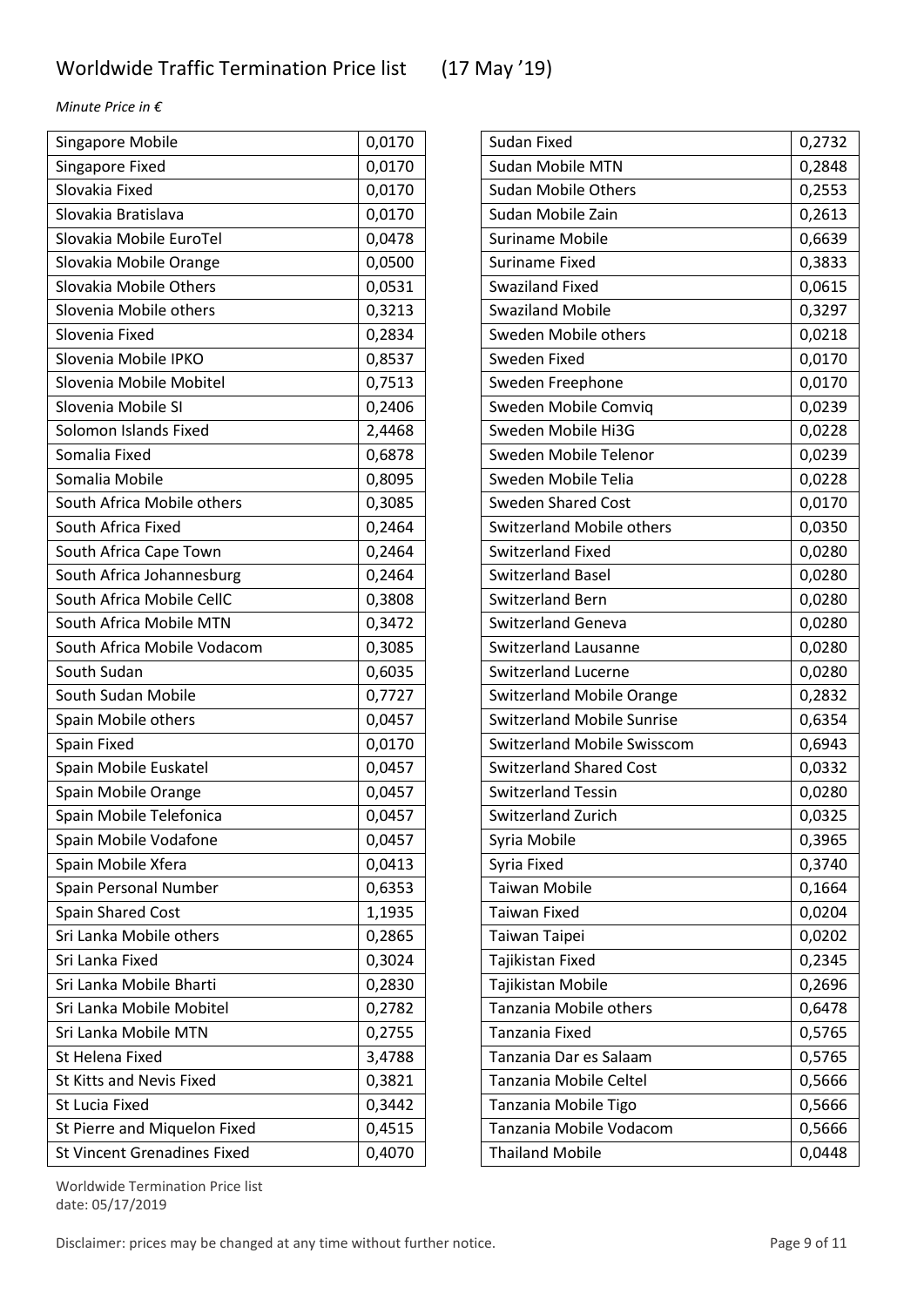# Worldwide Traffic Termination Price list (17 May '19)

*Minute Price in €*

| Destination | Price |
|---|---|
| Singapore Mobile | 0,0170 |
| Singapore Fixed | 0,0170 |
| Slovakia Fixed | 0,0170 |
| Slovakia Bratislava | 0,0170 |
| Slovakia Mobile EuroTel | 0,0478 |
| Slovakia Mobile Orange | 0,0500 |
| Slovakia Mobile Others | 0,0531 |
| Slovenia Mobile others | 0,3213 |
| Slovenia Fixed | 0,2834 |
| Slovenia Mobile IPKO | 0,8537 |
| Slovenia Mobile Mobitel | 0,7513 |
| Slovenia Mobile SI | 0,2406 |
| Solomon Islands Fixed | 2,4468 |
| Somalia Fixed | 0,6878 |
| Somalia Mobile | 0,8095 |
| South Africa Mobile others | 0,3085 |
| South Africa Fixed | 0,2464 |
| South Africa Cape Town | 0,2464 |
| South Africa Johannesburg | 0,2464 |
| South Africa Mobile CellC | 0,3808 |
| South Africa Mobile MTN | 0,3472 |
| South Africa Mobile Vodacom | 0,3085 |
| South Sudan | 0,6035 |
| South Sudan Mobile | 0,7727 |
| Spain Mobile others | 0,0457 |
| Spain Fixed | 0,0170 |
| Spain Mobile Euskatel | 0,0457 |
| Spain Mobile Orange | 0,0457 |
| Spain Mobile Telefonica | 0,0457 |
| Spain Mobile Vodafone | 0,0457 |
| Spain Mobile Xfera | 0,0413 |
| Spain Personal Number | 0,6353 |
| Spain Shared Cost | 1,1935 |
| Sri Lanka Mobile others | 0,2865 |
| Sri Lanka Fixed | 0,3024 |
| Sri Lanka Mobile Bharti | 0,2830 |
| Sri Lanka Mobile Mobitel | 0,2782 |
| Sri Lanka Mobile MTN | 0,2755 |
| St Helena Fixed | 3,4788 |
| St Kitts and Nevis Fixed | 0,3821 |
| St Lucia Fixed | 0,3442 |
| St Pierre and Miquelon Fixed | 0,4515 |
| St Vincent Grenadines Fixed | 0,4070 |
| Sudan Fixed | 0,2732 |
| Sudan Mobile MTN | 0,2848 |
| Sudan Mobile Others | 0,2553 |
| Sudan Mobile Zain | 0,2613 |
| Suriname Mobile | 0,6639 |
| Suriname Fixed | 0,3833 |
| Swaziland Fixed | 0,0615 |
| Swaziland Mobile | 0,3297 |
| Sweden Mobile others | 0,0218 |
| Sweden Fixed | 0,0170 |
| Sweden Freephone | 0,0170 |
| Sweden Mobile Comviq | 0,0239 |
| Sweden Mobile Hi3G | 0,0228 |
| Sweden Mobile Telenor | 0,0239 |
| Sweden Mobile Telia | 0,0228 |
| Sweden Shared Cost | 0,0170 |
| Switzerland Mobile others | 0,0350 |
| Switzerland Fixed | 0,0280 |
| Switzerland Basel | 0,0280 |
| Switzerland Bern | 0,0280 |
| Switzerland Geneva | 0,0280 |
| Switzerland Lausanne | 0,0280 |
| Switzerland Lucerne | 0,0280 |
| Switzerland Mobile Orange | 0,2832 |
| Switzerland Mobile Sunrise | 0,6354 |
| Switzerland Mobile Swisscom | 0,6943 |
| Switzerland Shared Cost | 0,0332 |
| Switzerland Tessin | 0,0280 |
| Switzerland Zurich | 0,0325 |
| Syria Mobile | 0,3965 |
| Syria Fixed | 0,3740 |
| Taiwan Mobile | 0,1664 |
| Taiwan Fixed | 0,0204 |
| Taiwan Taipei | 0,0202 |
| Tajikistan Fixed | 0,2345 |
| Tajikistan Mobile | 0,2696 |
| Tanzania Mobile others | 0,6478 |
| Tanzania Fixed | 0,5765 |
| Tanzania Dar es Salaam | 0,5765 |
| Tanzania Mobile Celtel | 0,5666 |
| Tanzania Mobile Tigo | 0,5666 |
| Tanzania Mobile Vodacom | 0,5666 |
| Thailand Mobile | 0,0448 |

Worldwide Termination Price list
date: 05/17/2019

Disclaimer: prices may be changed at any time without further notice.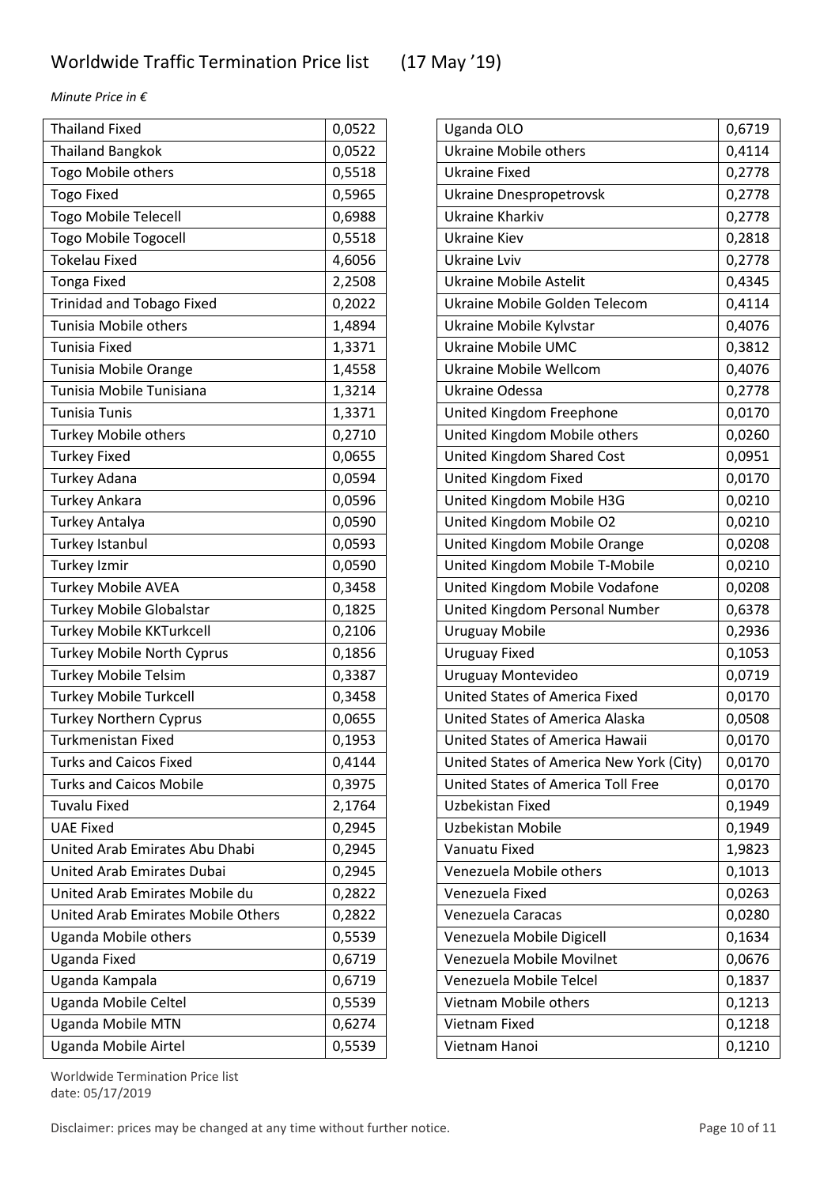# Worldwide Traffic Termination Price list (17 May '19)

*Minute Price in €*

| | |
|---|---|
| Thailand Fixed | 0,0522 |
| Thailand Bangkok | 0,0522 |
| Togo Mobile others | 0,5518 |
| Togo Fixed | 0,5965 |
| Togo Mobile Telecell | 0,6988 |
| Togo Mobile Togocell | 0,5518 |
| Tokelau Fixed | 4,6056 |
| Tonga Fixed | 2,2508 |
| Trinidad and Tobago Fixed | 0,2022 |
| Tunisia Mobile others | 1,4894 |
| Tunisia Fixed | 1,3371 |
| Tunisia Mobile Orange | 1,4558 |
| Tunisia Mobile Tunisiana | 1,3214 |
| Tunisia Tunis | 1,3371 |
| Turkey Mobile others | 0,2710 |
| Turkey Fixed | 0,0655 |
| Turkey Adana | 0,0594 |
| Turkey Ankara | 0,0596 |
| Turkey Antalya | 0,0590 |
| Turkey Istanbul | 0,0593 |
| Turkey Izmir | 0,0590 |
| Turkey Mobile AVEA | 0,3458 |
| Turkey Mobile Globalstar | 0,1825 |
| Turkey Mobile KKTurkcell | 0,2106 |
| Turkey Mobile North Cyprus | 0,1856 |
| Turkey Mobile Telsim | 0,3387 |
| Turkey Mobile Turkcell | 0,3458 |
| Turkey Northern Cyprus | 0,0655 |
| Turkmenistan Fixed | 0,1953 |
| Turks and Caicos Fixed | 0,4144 |
| Turks and Caicos Mobile | 0,3975 |
| Tuvalu Fixed | 2,1764 |
| UAE Fixed | 0,2945 |
| United Arab Emirates Abu Dhabi | 0,2945 |
| United Arab Emirates Dubai | 0,2945 |
| United Arab Emirates Mobile du | 0,2822 |
| United Arab Emirates Mobile Others | 0,2822 |
| Uganda Mobile others | 0,5539 |
| Uganda Fixed | 0,6719 |
| Uganda Kampala | 0,6719 |
| Uganda Mobile Celtel | 0,5539 |
| Uganda Mobile MTN | 0,6274 |
| Uganda Mobile Airtel | 0,5539 |
| Uganda OLO | 0,6719 |
| Ukraine Mobile others | 0,4114 |
| Ukraine Fixed | 0,2778 |
| Ukraine Dnespropetrovsk | 0,2778 |
| Ukraine Kharkiv | 0,2778 |
| Ukraine Kiev | 0,2818 |
| Ukraine Lviv | 0,2778 |
| Ukraine Mobile Astelit | 0,4345 |
| Ukraine Mobile Golden Telecom | 0,4114 |
| Ukraine Mobile Kylvstar | 0,4076 |
| Ukraine Mobile UMC | 0,3812 |
| Ukraine Mobile Wellcom | 0,4076 |
| Ukraine Odessa | 0,2778 |
| United Kingdom Freephone | 0,0170 |
| United Kingdom Mobile others | 0,0260 |
| United Kingdom Shared Cost | 0,0951 |
| United Kingdom Fixed | 0,0170 |
| United Kingdom Mobile H3G | 0,0210 |
| United Kingdom Mobile O2 | 0,0210 |
| United Kingdom Mobile Orange | 0,0208 |
| United Kingdom Mobile T-Mobile | 0,0210 |
| United Kingdom Mobile Vodafone | 0,0208 |
| United Kingdom Personal Number | 0,6378 |
| Uruguay Mobile | 0,2936 |
| Uruguay Fixed | 0,1053 |
| Uruguay Montevideo | 0,0719 |
| United States of America Fixed | 0,0170 |
| United States of America Alaska | 0,0508 |
| United States of America Hawaii | 0,0170 |
| United States of America New York (City) | 0,0170 |
| United States of America Toll Free | 0,0170 |
| Uzbekistan Fixed | 0,1949 |
| Uzbekistan Mobile | 0,1949 |
| Vanuatu Fixed | 1,9823 |
| Venezuela Mobile others | 0,1013 |
| Venezuela Fixed | 0,0263 |
| Venezuela Caracas | 0,0280 |
| Venezuela Mobile Digicell | 0,1634 |
| Venezuela Mobile Movilnet | 0,0676 |
| Venezuela Mobile Telcel | 0,1837 |
| Vietnam Mobile others | 0,1213 |
| Vietnam Fixed | 0,1218 |
| Vietnam Hanoi | 0,1210 |

Disclaimer: prices may be changed at any time without further notice.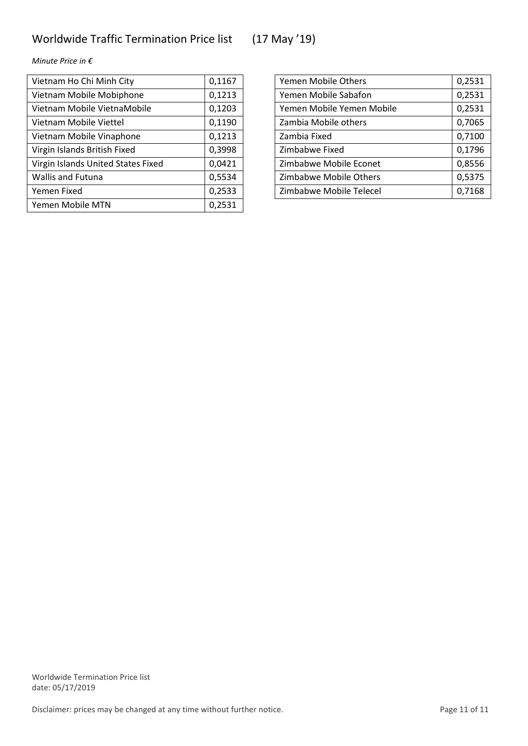# Worldwide Traffic Termination Price list (17 May '19)

*Minute Price in €*

| | |
|---|---|
| Vietnam Ho Chi Minh City | 0,1167 |
| Vietnam Mobile Mobiphone | 0,1213 |
| Vietnam Mobile VietnaMobile | 0,1203 |
| Vietnam Mobile Viettel | 0,1190 |
| Vietnam Mobile Vinaphone | 0,1213 |
| Virgin Islands British Fixed | 0,3998 |
| Virgin Islands United States Fixed | 0,0421 |
| Wallis and Futuna | 0,5534 |
| Yemen Fixed | 0,2533 |
| Yemen Mobile MTN | 0,2531 |
| Yemen Mobile Others | 0,2531 |
| Yemen Mobile Sabafon | 0,2531 |
| Yemen Mobile Yemen Mobile | 0,2531 |
| Zambia Mobile others | 0,7065 |
| Zambia Fixed | 0,7100 |
| Zimbabwe Fixed | 0,1796 |
| Zimbabwe Mobile Econet | 0,8556 |
| Zimbabwe Mobile Others | 0,5375 |
| Zimbabwe Mobile Telecel | 0,7168 |

Worldwide Termination Price list
date: 05/17/2019

Disclaimer: prices may be changed at any time without further notice.